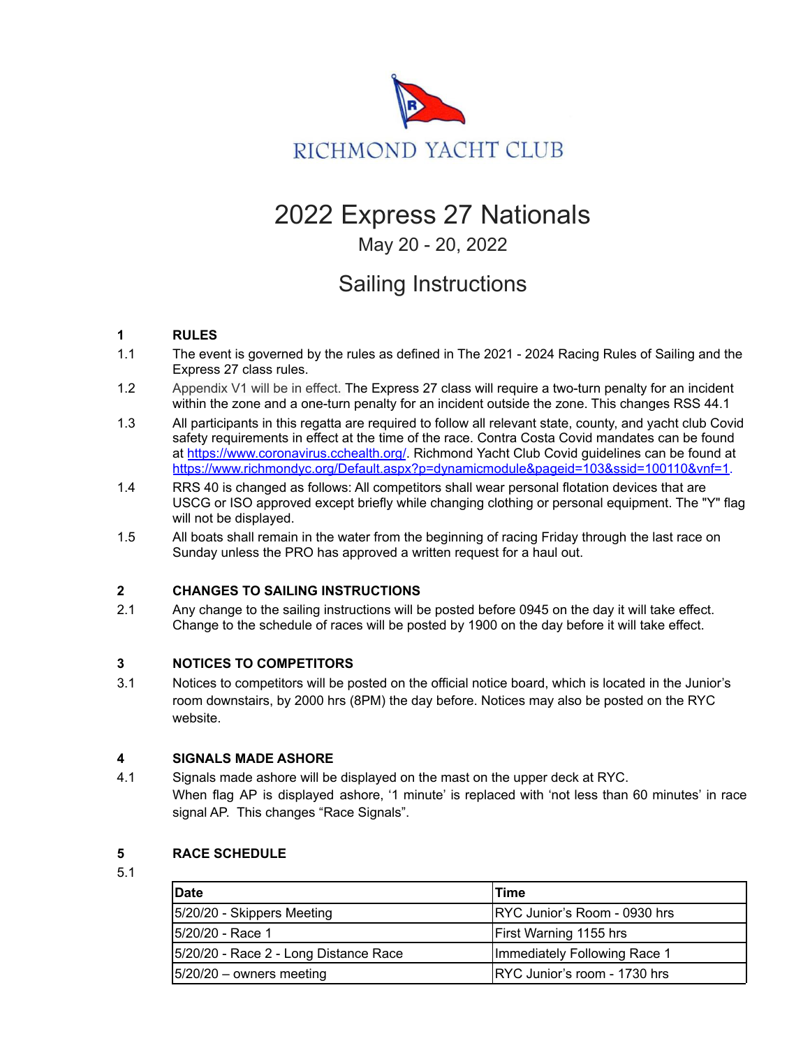RICHMOND YACHT CLUB

# 2022 Express 27 Nationals

May 20 - 20, 2022

## Sailing Instructions

**1 RULES**

1.1 The event is governed by the rules as defined in The 2021 - 2024 Racing Rules of Sailing and the Express 27 class rules.

1.2 Appendix V1 will be in effect. The Express 27 class will require a two-turn penalty for an incident within the zone and a one-turn penalty for an incident outside the zone. This changes RSS 44.1

1.3 All participants in this regatta are required to follow all relevant state, county, and yacht club Covid safety requirements in effect at the time of the race. Contra Costa Covid mandates can be found at https://www.coronavirus.cchealth.org/. Richmond Yacht Club Covid guidelines can be found at https://www.richmondyc.org/Default.aspx?p=dynamicmodule&pageid=103&ssid=100110&vnf=1.

1.4 RRS 40 is changed as follows: All competitors shall wear personal flotation devices that are USCG or ISO approved except briefly while changing clothing or personal equipment. The "Y" flag will not be displayed.

1.5 All boats shall remain in the water from the beginning of racing Friday through the last race on Sunday unless the PRO has approved a written request for a haul out.

**2 CHANGES TO SAILING INSTRUCTIONS**

2.1 Any change to the sailing instructions will be posted before 0945 on the day it will take effect. Change to the schedule of races will be posted by 1900 on the day before it will take effect.

**3 NOTICES TO COMPETITORS**

3.1 Notices to competitors will be posted on the official notice board, which is located in the Junior's room downstairs, by 2000 hrs (8PM) the day before. Notices may also be posted on the RYC website.

**4 SIGNALS MADE ASHORE**

4.1 Signals made ashore will be displayed on the mast on the upper deck at RYC. When flag AP is displayed ashore, '1 minute' is replaced with 'not less than 60 minutes' in race signal AP. This changes "Race Signals".

**5 RACE SCHEDULE**

5.1

| Date | Time |
|---|---|
| 5/20/20 - Skippers Meeting | RYC Junior's Room - 0930 hrs |
| 5/20/20 - Race 1 | First Warning 1155 hrs |
| 5/20/20 - Race 2 - Long Distance Race | Immediately Following Race 1 |
| 5/20/20 – owners meeting | RYC Junior's room - 1730 hrs |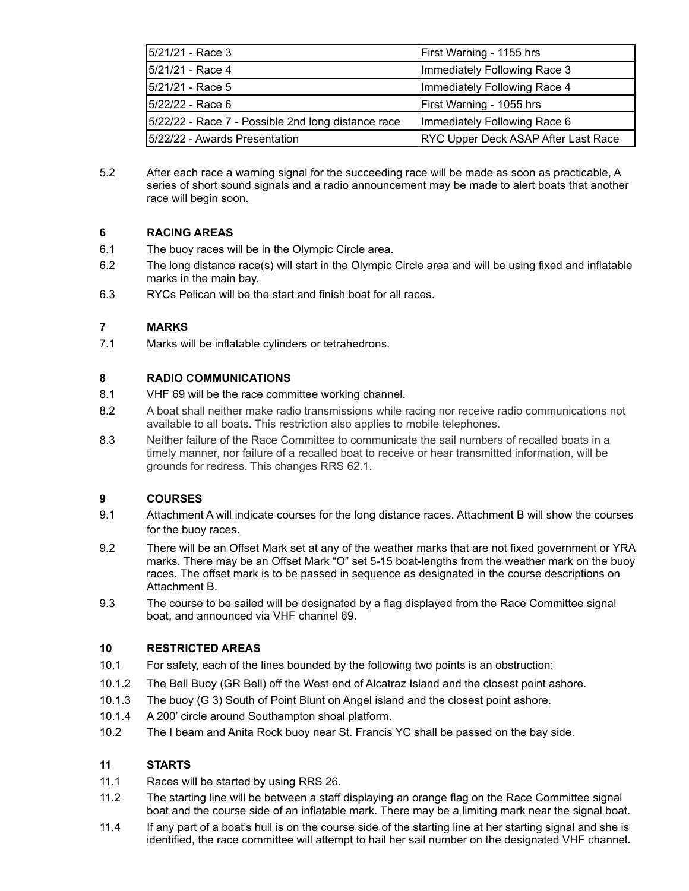| | |
|---|---|
| 5/21/21 - Race 3 | First Warning - 1155 hrs |
| 5/21/21 - Race 4 | Immediately Following Race 3 |
| 5/21/21 - Race 5 | Immediately Following Race 4 |
| 5/22/22 - Race 6 | First Warning - 1055 hrs |
| 5/22/22 - Race 7 - Possible 2nd long distance race | Immediately Following Race 6 |
| 5/22/22 - Awards Presentation | RYC Upper Deck ASAP After Last Race |

5.2 After each race a warning signal for the succeeding race will be made as soon as practicable, A series of short sound signals and a radio announcement may be made to alert boats that another race will begin soon.

## 6 RACING AREAS

6.1 The buoy races will be in the Olympic Circle area.

6.2 The long distance race(s) will start in the Olympic Circle area and will be using fixed and inflatable marks in the main bay.

6.3 RYCs Pelican will be the start and finish boat for all races.

## 7 MARKS

7.1 Marks will be inflatable cylinders or tetrahedrons.

## 8 RADIO COMMUNICATIONS

8.1 VHF 69 will be the race committee working channel.

8.2 A boat shall neither make radio transmissions while racing nor receive radio communications not available to all boats. This restriction also applies to mobile telephones.

8.3 Neither failure of the Race Committee to communicate the sail numbers of recalled boats in a timely manner, nor failure of a recalled boat to receive or hear transmitted information, will be grounds for redress. This changes RRS 62.1.

## 9 COURSES

9.1 Attachment A will indicate courses for the long distance races. Attachment B will show the courses for the buoy races.

9.2 There will be an Offset Mark set at any of the weather marks that are not fixed government or YRA marks. There may be an Offset Mark "O" set 5-15 boat-lengths from the weather mark on the buoy races. The offset mark is to be passed in sequence as designated in the course descriptions on Attachment B.

9.3 The course to be sailed will be designated by a flag displayed from the Race Committee signal boat, and announced via VHF channel 69.

## 10 RESTRICTED AREAS

10.1 For safety, each of the lines bounded by the following two points is an obstruction:

10.1.2 The Bell Buoy (GR Bell) off the West end of Alcatraz Island and the closest point ashore.

10.1.3 The buoy (G 3) South of Point Blunt on Angel island and the closest point ashore.

10.1.4 A 200' circle around Southampton shoal platform.

10.2 The I beam and Anita Rock buoy near St. Francis YC shall be passed on the bay side.

## 11 STARTS

11.1 Races will be started by using RRS 26.

11.2 The starting line will be between a staff displaying an orange flag on the Race Committee signal boat and the course side of an inflatable mark. There may be a limiting mark near the signal boat.

11.4 If any part of a boat's hull is on the course side of the starting line at her starting signal and she is identified, the race committee will attempt to hail her sail number on the designated VHF channel.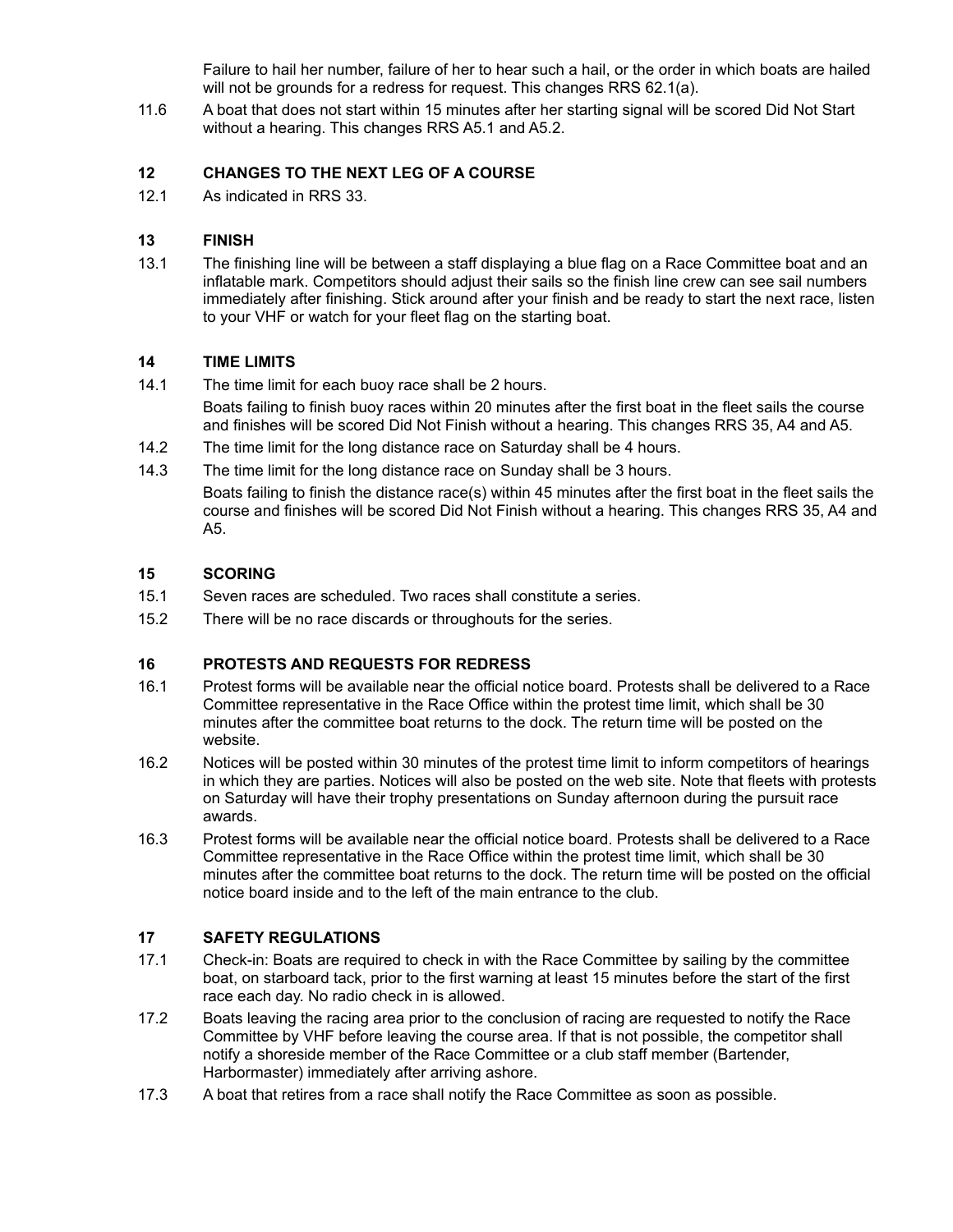Failure to hail her number, failure of her to hear such a hail, or the order in which boats are hailed will not be grounds for a redress for request. This changes RRS 62.1(a).

11.6 A boat that does not start within 15 minutes after her starting signal will be scored Did Not Start without a hearing. This changes RRS A5.1 and A5.2.

## 12 CHANGES TO THE NEXT LEG OF A COURSE

12.1 As indicated in RRS 33.

## 13 FINISH

13.1 The finishing line will be between a staff displaying a blue flag on a Race Committee boat and an inflatable mark. Competitors should adjust their sails so the finish line crew can see sail numbers immediately after finishing. Stick around after your finish and be ready to start the next race, listen to your VHF or watch for your fleet flag on the starting boat.

## 14 TIME LIMITS

14.1 The time limit for each buoy race shall be 2 hours.

Boats failing to finish buoy races within 20 minutes after the first boat in the fleet sails the course and finishes will be scored Did Not Finish without a hearing. This changes RRS 35, A4 and A5.

14.2 The time limit for the long distance race on Saturday shall be 4 hours.

14.3 The time limit for the long distance race on Sunday shall be 3 hours.

Boats failing to finish the distance race(s) within 45 minutes after the first boat in the fleet sails the course and finishes will be scored Did Not Finish without a hearing. This changes RRS 35, A4 and A5.

## 15 SCORING

15.1 Seven races are scheduled. Two races shall constitute a series.

15.2 There will be no race discards or throughouts for the series.

## 16 PROTESTS AND REQUESTS FOR REDRESS

16.1 Protest forms will be available near the official notice board. Protests shall be delivered to a Race Committee representative in the Race Office within the protest time limit, which shall be 30 minutes after the committee boat returns to the dock. The return time will be posted on the website.

16.2 Notices will be posted within 30 minutes of the protest time limit to inform competitors of hearings in which they are parties. Notices will also be posted on the web site. Note that fleets with protests on Saturday will have their trophy presentations on Sunday afternoon during the pursuit race awards.

16.3 Protest forms will be available near the official notice board. Protests shall be delivered to a Race Committee representative in the Race Office within the protest time limit, which shall be 30 minutes after the committee boat returns to the dock. The return time will be posted on the official notice board inside and to the left of the main entrance to the club.

## 17 SAFETY REGULATIONS

17.1 Check-in: Boats are required to check in with the Race Committee by sailing by the committee boat, on starboard tack, prior to the first warning at least 15 minutes before the start of the first race each day. No radio check in is allowed.

17.2 Boats leaving the racing area prior to the conclusion of racing are requested to notify the Race Committee by VHF before leaving the course area. If that is not possible, the competitor shall notify a shoreside member of the Race Committee or a club staff member (Bartender, Harbormaster) immediately after arriving ashore.

17.3 A boat that retires from a race shall notify the Race Committee as soon as possible.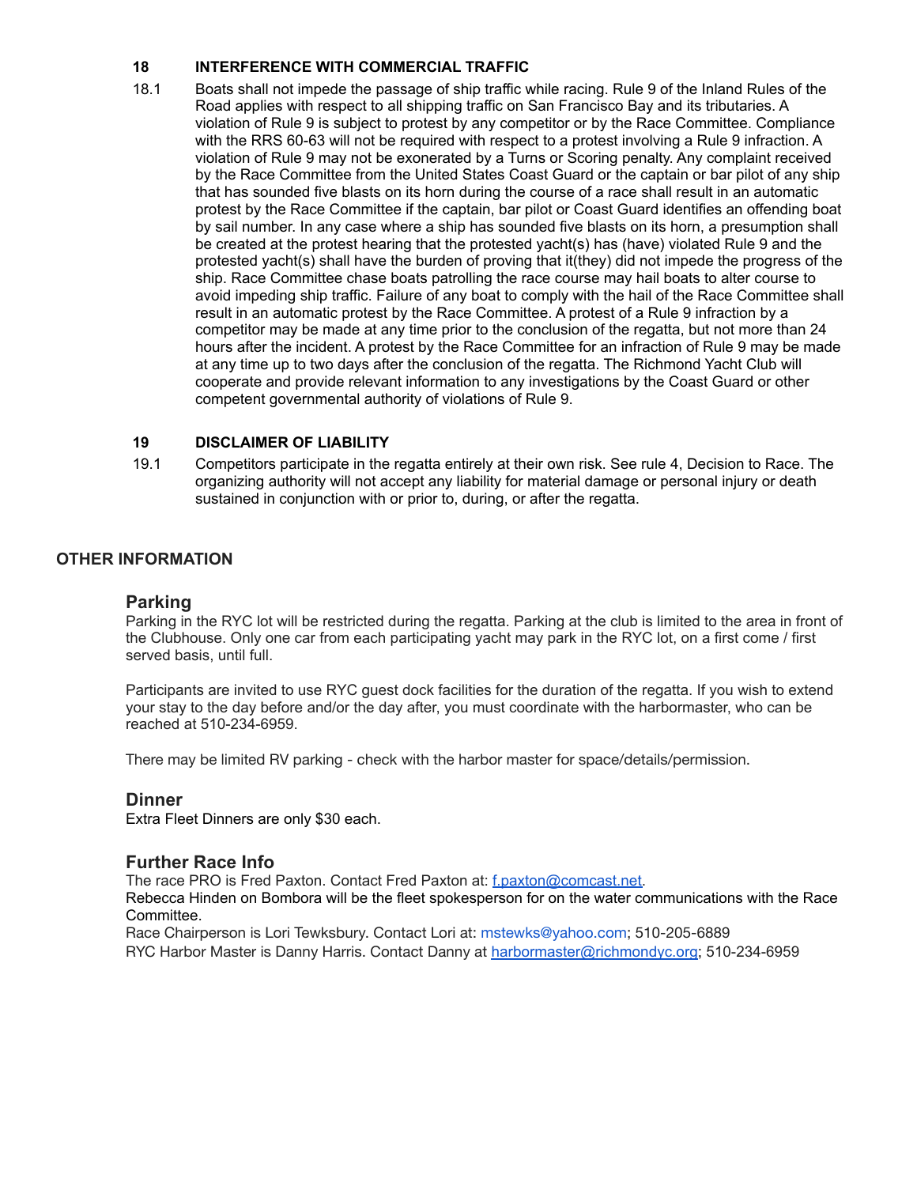**18 INTERFERENCE WITH COMMERCIAL TRAFFIC**

18.1 Boats shall not impede the passage of ship traffic while racing. Rule 9 of the Inland Rules of the Road applies with respect to all shipping traffic on San Francisco Bay and its tributaries. A violation of Rule 9 is subject to protest by any competitor or by the Race Committee. Compliance with the RRS 60-63 will not be required with respect to a protest involving a Rule 9 infraction. A violation of Rule 9 may not be exonerated by a Turns or Scoring penalty. Any complaint received by the Race Committee from the United States Coast Guard or the captain or bar pilot of any ship that has sounded five blasts on its horn during the course of a race shall result in an automatic protest by the Race Committee if the captain, bar pilot or Coast Guard identifies an offending boat by sail number. In any case where a ship has sounded five blasts on its horn, a presumption shall be created at the protest hearing that the protested yacht(s) has (have) violated Rule 9 and the protested yacht(s) shall have the burden of proving that it(they) did not impede the progress of the ship. Race Committee chase boats patrolling the race course may hail boats to alter course to avoid impeding ship traffic. Failure of any boat to comply with the hail of the Race Committee shall result in an automatic protest by the Race Committee. A protest of a Rule 9 infraction by a competitor may be made at any time prior to the conclusion of the regatta, but not more than 24 hours after the incident. A protest by the Race Committee for an infraction of Rule 9 may be made at any time up to two days after the conclusion of the regatta. The Richmond Yacht Club will cooperate and provide relevant information to any investigations by the Coast Guard or other competent governmental authority of violations of Rule 9.

**19 DISCLAIMER OF LIABILITY**

19.1 Competitors participate in the regatta entirely at their own risk. See rule 4, Decision to Race. The organizing authority will not accept any liability for material damage or personal injury or death sustained in conjunction with or prior to, during, or after the regatta.

## OTHER INFORMATION

### Parking

Parking in the RYC lot will be restricted during the regatta. Parking at the club is limited to the area in front of the Clubhouse. Only one car from each participating yacht may park in the RYC lot, on a first come / first served basis, until full.

Participants are invited to use RYC guest dock facilities for the duration of the regatta. If you wish to extend your stay to the day before and/or the day after, you must coordinate with the harbormaster, who can be reached at 510-234-6959.

There may be limited RV parking - check with the harbor master for space/details/permission.

### Dinner

Extra Fleet Dinners are only $30 each.

### Further Race Info

The race PRO is Fred Paxton. Contact Fred Paxton at: f.paxton@comcast.net.
Rebecca Hinden on Bombora will be the fleet spokesperson for on the water communications with the Race Committee.
Race Chairperson is Lori Tewksbury. Contact Lori at: mstewks@yahoo.com; 510-205-6889
RYC Harbor Master is Danny Harris. Contact Danny at harbormaster@richmondyc.org; 510-234-6959